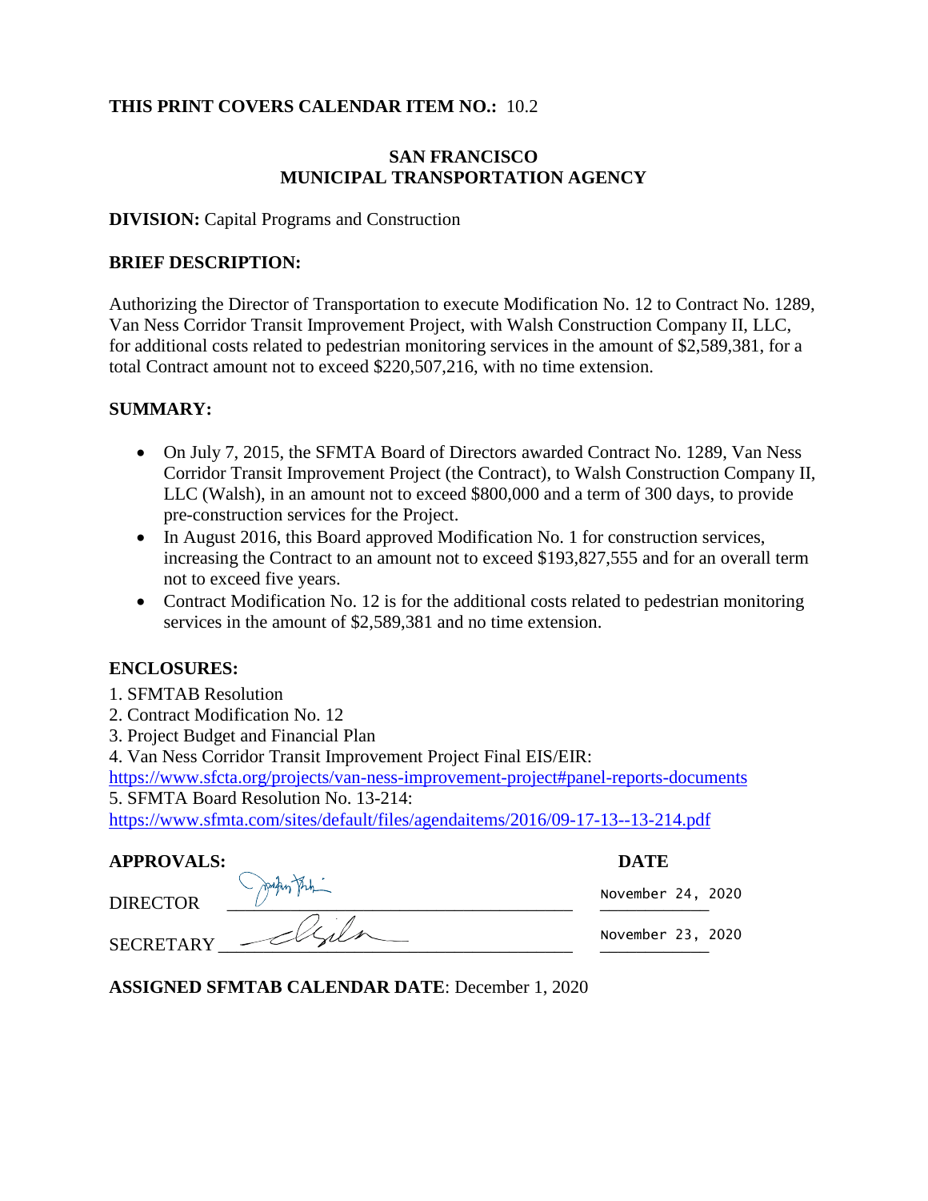**THIS PRINT COVERS CALENDAR ITEM NO.:** 10.2

**SAN FRANCISCO**
**MUNICIPAL TRANSPORTATION AGENCY**

**DIVISION:** Capital Programs and Construction

**BRIEF DESCRIPTION:**

Authorizing the Director of Transportation to execute Modification No. 12 to Contract No. 1289, Van Ness Corridor Transit Improvement Project, with Walsh Construction Company II, LLC, for additional costs related to pedestrian monitoring services in the amount of $2,589,381, for a total Contract amount not to exceed $220,507,216, with no time extension.

**SUMMARY:**

- On July 7, 2015, the SFMTA Board of Directors awarded Contract No. 1289, Van Ness Corridor Transit Improvement Project (the Contract), to Walsh Construction Company II, LLC (Walsh), in an amount not to exceed $800,000 and a term of 300 days, to provide pre-construction services for the Project.
- In August 2016, this Board approved Modification No. 1 for construction services, increasing the Contract to an amount not to exceed $193,827,555 and for an overall term not to exceed five years.
- Contract Modification No. 12 is for the additional costs related to pedestrian monitoring services in the amount of $2,589,381 and no time extension.

**ENCLOSURES:**

1. SFMTAB Resolution
2. Contract Modification No. 12
3. Project Budget and Financial Plan
4. Van Ness Corridor Transit Improvement Project Final EIS/EIR: https://www.sfcta.org/projects/van-ness-improvement-project#panel-reports-documents
5. SFMTA Board Resolution No. 13-214: https://www.sfmta.com/sites/default/files/agendaitems/2016/09-17-13--13-214.pdf

| **APPROVALS:** | | **DATE** |
|---|---|---|
| DIRECTOR | [signature] | November 24, 2020 |
| SECRETARY | [signature] | November 23, 2020 |

**ASSIGNED SFMTAB CALENDAR DATE**: December 1, 2020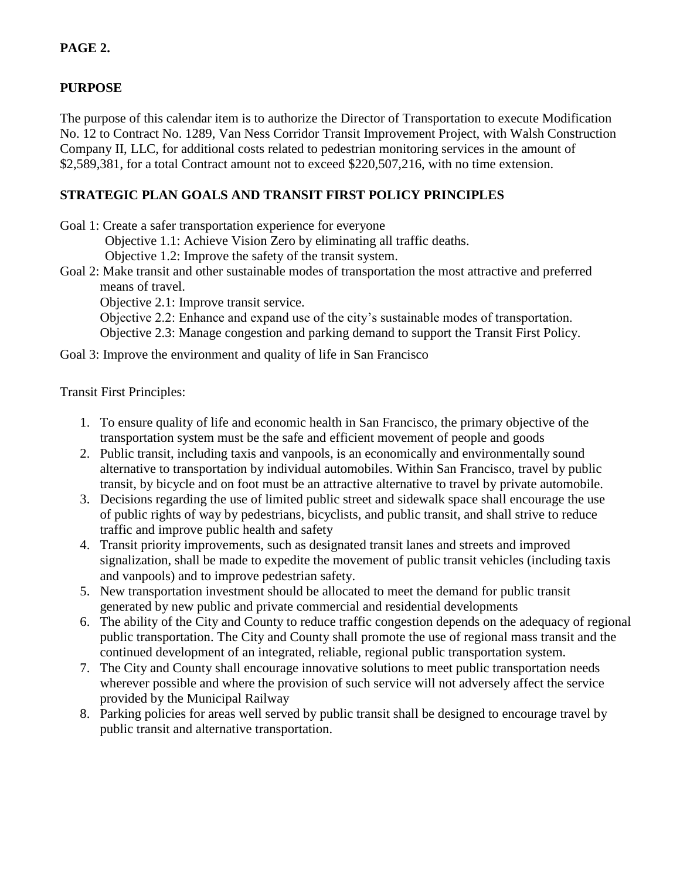**PAGE 2.**

**PURPOSE**

The purpose of this calendar item is to authorize the Director of Transportation to execute Modification No. 12 to Contract No. 1289, Van Ness Corridor Transit Improvement Project, with Walsh Construction Company II, LLC, for additional costs related to pedestrian monitoring services in the amount of $2,589,381, for a total Contract amount not to exceed $220,507,216, with no time extension.

**STRATEGIC PLAN GOALS AND TRANSIT FIRST POLICY PRINCIPLES**

Goal 1: Create a safer transportation experience for everyone
- Objective 1.1: Achieve Vision Zero by eliminating all traffic deaths.
- Objective 1.2: Improve the safety of the transit system.

Goal 2: Make transit and other sustainable modes of transportation the most attractive and preferred means of travel.
- Objective 2.1: Improve transit service.
- Objective 2.2: Enhance and expand use of the city's sustainable modes of transportation.
- Objective 2.3: Manage congestion and parking demand to support the Transit First Policy.

Goal 3: Improve the environment and quality of life in San Francisco

Transit First Principles:

1. To ensure quality of life and economic health in San Francisco, the primary objective of the transportation system must be the safe and efficient movement of people and goods
2. Public transit, including taxis and vanpools, is an economically and environmentally sound alternative to transportation by individual automobiles. Within San Francisco, travel by public transit, by bicycle and on foot must be an attractive alternative to travel by private automobile.
3. Decisions regarding the use of limited public street and sidewalk space shall encourage the use of public rights of way by pedestrians, bicyclists, and public transit, and shall strive to reduce traffic and improve public health and safety
4. Transit priority improvements, such as designated transit lanes and streets and improved signalization, shall be made to expedite the movement of public transit vehicles (including taxis and vanpools) and to improve pedestrian safety.
5. New transportation investment should be allocated to meet the demand for public transit generated by new public and private commercial and residential developments
6. The ability of the City and County to reduce traffic congestion depends on the adequacy of regional public transportation. The City and County shall promote the use of regional mass transit and the continued development of an integrated, reliable, regional public transportation system.
7. The City and County shall encourage innovative solutions to meet public transportation needs wherever possible and where the provision of such service will not adversely affect the service provided by the Municipal Railway
8. Parking policies for areas well served by public transit shall be designed to encourage travel by public transit and alternative transportation.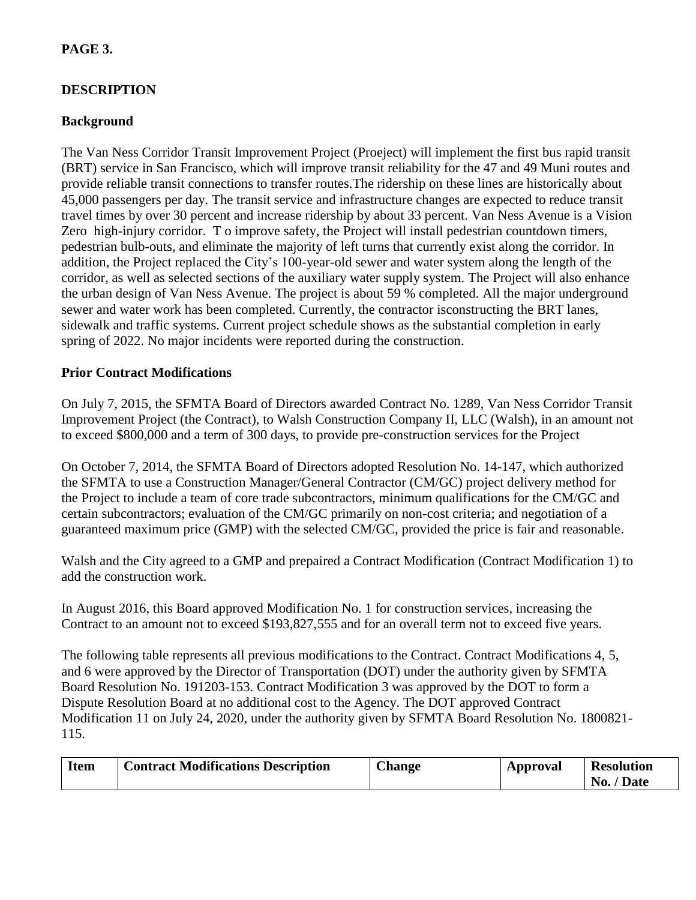**PAGE 3.**

**DESCRIPTION**

**Background**

The Van Ness Corridor Transit Improvement Project (Proeject) will implement the first bus rapid transit (BRT) service in San Francisco, which will improve transit reliability for the 47 and 49 Muni routes and provide reliable transit connections to transfer routes.The ridership on these lines are historically about 45,000 passengers per day. The transit service and infrastructure changes are expected to reduce transit travel times by over 30 percent and increase ridership by about 33 percent. Van Ness Avenue is a Vision Zero high-injury corridor. T o improve safety, the Project will install pedestrian countdown timers, pedestrian bulb-outs, and eliminate the majority of left turns that currently exist along the corridor. In addition, the Project replaced the City's 100-year-old sewer and water system along the length of the corridor, as well as selected sections of the auxiliary water supply system. The Project will also enhance the urban design of Van Ness Avenue. The project is about 59 % completed. All the major underground sewer and water work has been completed. Currently, the contractor isconstructing the BRT lanes, sidewalk and traffic systems. Current project schedule shows as the substantial completion in early spring of 2022. No major incidents were reported during the construction.

**Prior Contract Modifications**

On July 7, 2015, the SFMTA Board of Directors awarded Contract No. 1289, Van Ness Corridor Transit Improvement Project (the Contract), to Walsh Construction Company II, LLC (Walsh), in an amount not to exceed $800,000 and a term of 300 days, to provide pre-construction services for the Project

On October 7, 2014, the SFMTA Board of Directors adopted Resolution No. 14-147, which authorized the SFMTA to use a Construction Manager/General Contractor (CM/GC) project delivery method for the Project to include a team of core trade subcontractors, minimum qualifications for the CM/GC and certain subcontractors; evaluation of the CM/GC primarily on non-cost criteria; and negotiation of a guaranteed maximum price (GMP) with the selected CM/GC, provided the price is fair and reasonable.

Walsh and the City agreed to a GMP and prepaired a Contract Modification (Contract Modification 1) to add the construction work.

In August 2016, this Board approved Modification No. 1 for construction services, increasing the Contract to an amount not to exceed $193,827,555 and for an overall term not to exceed five years.

The following table represents all previous modifications to the Contract. Contract Modifications 4, 5, and 6 were approved by the Director of Transportation (DOT) under the authority given by SFMTA Board Resolution No. 191203-153. Contract Modification 3 was approved by the DOT to form a Dispute Resolution Board at no additional cost to the Agency. The DOT approved Contract Modification 11 on July 24, 2020, under the authority given by SFMTA Board Resolution No. 1800821-115.

| Item | Contract Modifications Description | Change | Approval | Resolution No. / Date |
|---|---|---|---|---|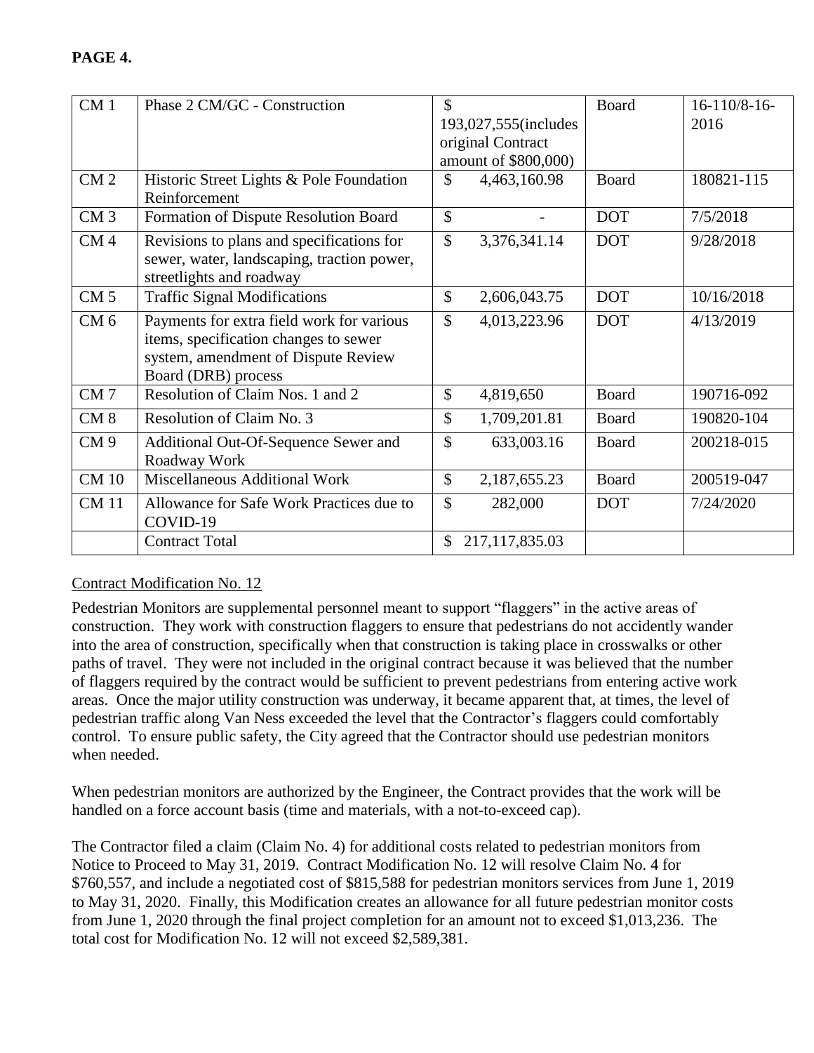**PAGE 4.**

| CM 1 | Phase 2 CM/GC - Construction | $ 193,027,555(includes original Contract amount of $800,000) | Board | 16-110/8-16-2016 |
|---|---|---|---|---|
| CM 2 | Historic Street Lights & Pole Foundation Reinforcement | $ 4,463,160.98 | Board | 180821-115 |
| CM 3 | Formation of Dispute Resolution Board | $ - | DOT | 7/5/2018 |
| CM 4 | Revisions to plans and specifications for sewer, water, landscaping, traction power, streetlights and roadway | $ 3,376,341.14 | DOT | 9/28/2018 |
| CM 5 | Traffic Signal Modifications | $ 2,606,043.75 | DOT | 10/16/2018 |
| CM 6 | Payments for extra field work for various items, specification changes to sewer system, amendment of Dispute Review Board (DRB) process | $ 4,013,223.96 | DOT | 4/13/2019 |
| CM 7 | Resolution of Claim Nos. 1 and 2 | $ 4,819,650 | Board | 190716-092 |
| CM 8 | Resolution of Claim No. 3 | $ 1,709,201.81 | Board | 190820-104 |
| CM 9 | Additional Out-Of-Sequence Sewer and Roadway Work | $ 633,003.16 | Board | 200218-015 |
| CM 10 | Miscellaneous Additional Work | $ 2,187,655.23 | Board | 200519-047 |
| CM 11 | Allowance for Safe Work Practices due to COVID-19 | $ 282,000 | DOT | 7/24/2020 |
| | Contract Total | $ 217,117,835.03 | | |

Contract Modification No. 12

Pedestrian Monitors are supplemental personnel meant to support "flaggers" in the active areas of construction. They work with construction flaggers to ensure that pedestrians do not accidently wander into the area of construction, specifically when that construction is taking place in crosswalks or other paths of travel. They were not included in the original contract because it was believed that the number of flaggers required by the contract would be sufficient to prevent pedestrians from entering active work areas. Once the major utility construction was underway, it became apparent that, at times, the level of pedestrian traffic along Van Ness exceeded the level that the Contractor's flaggers could comfortably control. To ensure public safety, the City agreed that the Contractor should use pedestrian monitors when needed.

When pedestrian monitors are authorized by the Engineer, the Contract provides that the work will be handled on a force account basis (time and materials, with a not-to-exceed cap).

The Contractor filed a claim (Claim No. 4) for additional costs related to pedestrian monitors from Notice to Proceed to May 31, 2019. Contract Modification No. 12 will resolve Claim No. 4 for $760,557, and include a negotiated cost of $815,588 for pedestrian monitors services from June 1, 2019 to May 31, 2020. Finally, this Modification creates an allowance for all future pedestrian monitor costs from June 1, 2020 through the final project completion for an amount not to exceed $1,013,236. The total cost for Modification No. 12 will not exceed $2,589,381.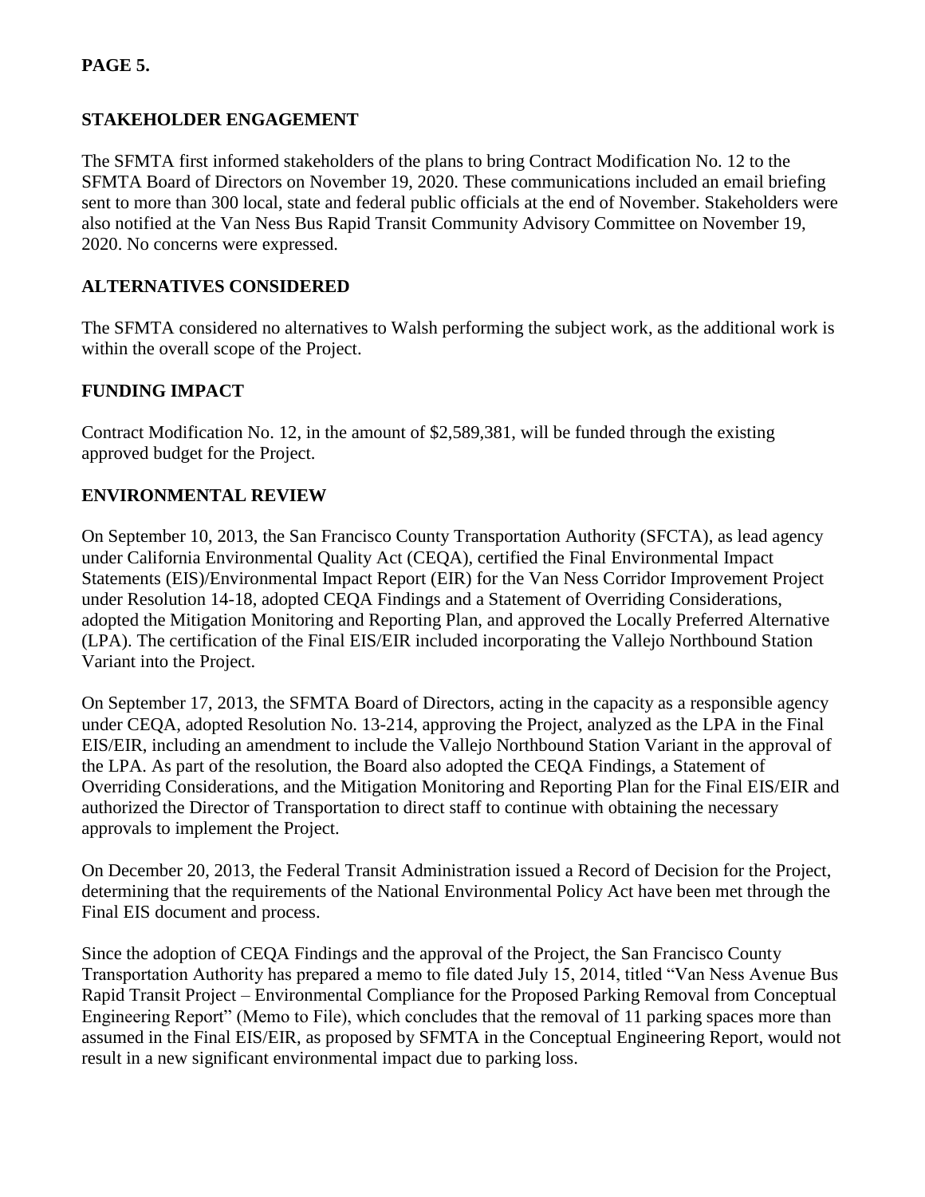**STAKEHOLDER ENGAGEMENT**

The SFMTA first informed stakeholders of the plans to bring Contract Modification No. 12 to the SFMTA Board of Directors on November 19, 2020. These communications included an email briefing sent to more than 300 local, state and federal public officials at the end of November. Stakeholders were also notified at the Van Ness Bus Rapid Transit Community Advisory Committee on November 19, 2020. No concerns were expressed.

**ALTERNATIVES CONSIDERED**

The SFMTA considered no alternatives to Walsh performing the subject work, as the additional work is within the overall scope of the Project.

**FUNDING IMPACT**

Contract Modification No. 12, in the amount of $2,589,381, will be funded through the existing approved budget for the Project.

**ENVIRONMENTAL REVIEW**

On September 10, 2013, the San Francisco County Transportation Authority (SFCTA), as lead agency under California Environmental Quality Act (CEQA), certified the Final Environmental Impact Statements (EIS)/Environmental Impact Report (EIR) for the Van Ness Corridor Improvement Project under Resolution 14-18, adopted CEQA Findings and a Statement of Overriding Considerations, adopted the Mitigation Monitoring and Reporting Plan, and approved the Locally Preferred Alternative (LPA). The certification of the Final EIS/EIR included incorporating the Vallejo Northbound Station Variant into the Project.

On September 17, 2013, the SFMTA Board of Directors, acting in the capacity as a responsible agency under CEQA, adopted Resolution No. 13-214, approving the Project, analyzed as the LPA in the Final EIS/EIR, including an amendment to include the Vallejo Northbound Station Variant in the approval of the LPA. As part of the resolution, the Board also adopted the CEQA Findings, a Statement of Overriding Considerations, and the Mitigation Monitoring and Reporting Plan for the Final EIS/EIR and authorized the Director of Transportation to direct staff to continue with obtaining the necessary approvals to implement the Project.

On December 20, 2013, the Federal Transit Administration issued a Record of Decision for the Project, determining that the requirements of the National Environmental Policy Act have been met through the Final EIS document and process.

Since the adoption of CEQA Findings and the approval of the Project, the San Francisco County Transportation Authority has prepared a memo to file dated July 15, 2014, titled "Van Ness Avenue Bus Rapid Transit Project – Environmental Compliance for the Proposed Parking Removal from Conceptual Engineering Report" (Memo to File), which concludes that the removal of 11 parking spaces more than assumed in the Final EIS/EIR, as proposed by SFMTA in the Conceptual Engineering Report, would not result in a new significant environmental impact due to parking loss.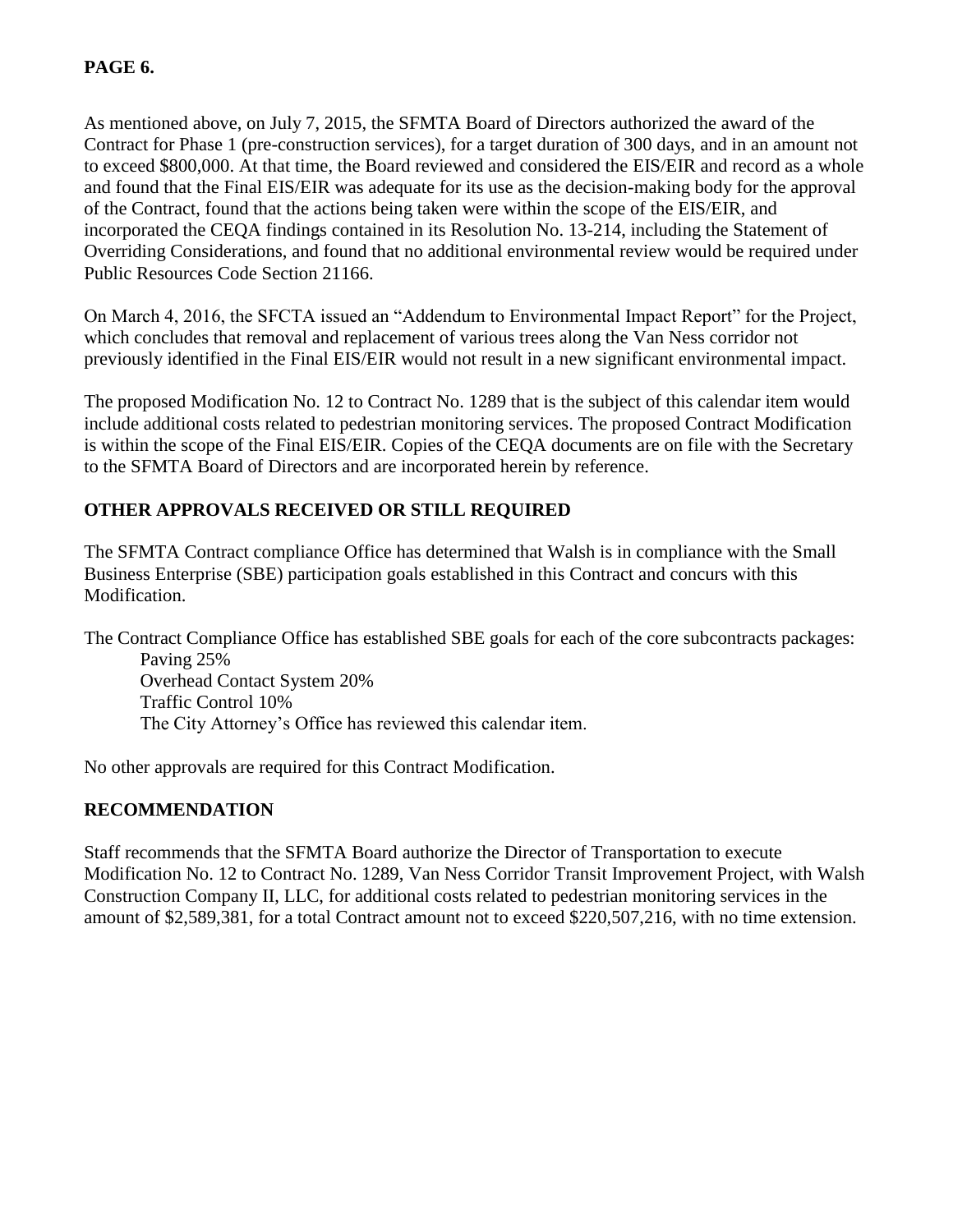**PAGE 6.**

As mentioned above, on July 7, 2015, the SFMTA Board of Directors authorized the award of the Contract for Phase 1 (pre-construction services), for a target duration of 300 days, and in an amount not to exceed $800,000. At that time, the Board reviewed and considered the EIS/EIR and record as a whole and found that the Final EIS/EIR was adequate for its use as the decision-making body for the approval of the Contract, found that the actions being taken were within the scope of the EIS/EIR, and incorporated the CEQA findings contained in its Resolution No. 13-214, including the Statement of Overriding Considerations, and found that no additional environmental review would be required under Public Resources Code Section 21166.

On March 4, 2016, the SFCTA issued an "Addendum to Environmental Impact Report" for the Project, which concludes that removal and replacement of various trees along the Van Ness corridor not previously identified in the Final EIS/EIR would not result in a new significant environmental impact.

The proposed Modification No. 12 to Contract No. 1289 that is the subject of this calendar item would include additional costs related to pedestrian monitoring services. The proposed Contract Modification is within the scope of the Final EIS/EIR. Copies of the CEQA documents are on file with the Secretary to the SFMTA Board of Directors and are incorporated herein by reference.

## OTHER APPROVALS RECEIVED OR STILL REQUIRED

The SFMTA Contract compliance Office has determined that Walsh is in compliance with the Small Business Enterprise (SBE) participation goals established in this Contract and concurs with this Modification.

The Contract Compliance Office has established SBE goals for each of the core subcontracts packages:

Paving 25%
Overhead Contact System 20%
Traffic Control 10%
The City Attorney's Office has reviewed this calendar item.

No other approvals are required for this Contract Modification.

## RECOMMENDATION

Staff recommends that the SFMTA Board authorize the Director of Transportation to execute Modification No. 12 to Contract No. 1289, Van Ness Corridor Transit Improvement Project, with Walsh Construction Company II, LLC, for additional costs related to pedestrian monitoring services in the amount of $2,589,381, for a total Contract amount not to exceed $220,507,216, with no time extension.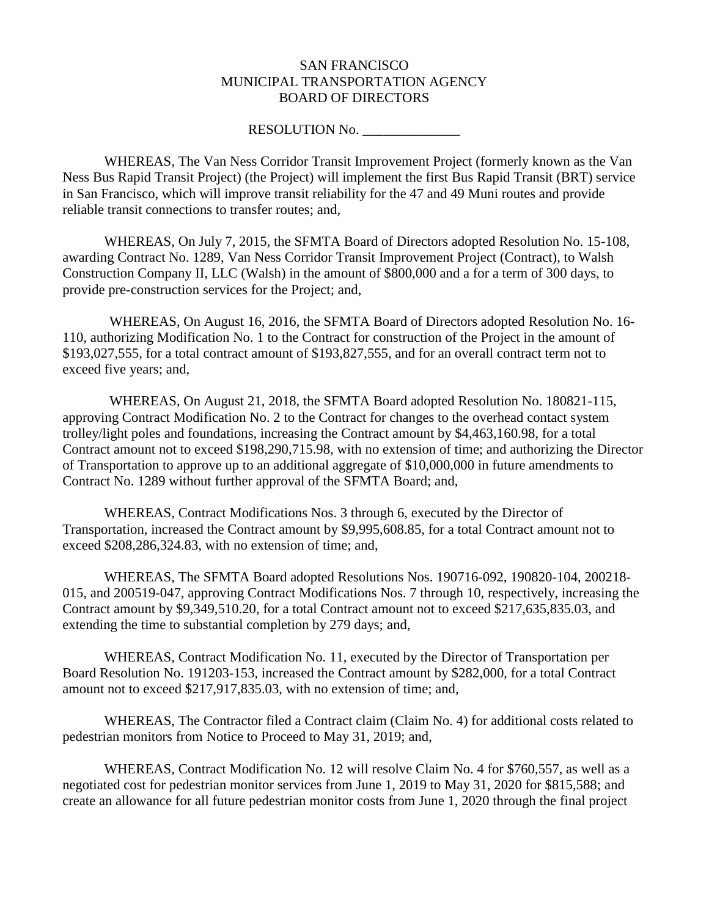SAN FRANCISCO
MUNICIPAL TRANSPORTATION AGENCY
BOARD OF DIRECTORS

RESOLUTION No. ______________

WHEREAS, The Van Ness Corridor Transit Improvement Project (formerly known as the Van Ness Bus Rapid Transit Project) (the Project) will implement the first Bus Rapid Transit (BRT) service in San Francisco, which will improve transit reliability for the 47 and 49 Muni routes and provide reliable transit connections to transfer routes; and,

WHEREAS, On July 7, 2015, the SFMTA Board of Directors adopted Resolution No. 15-108, awarding Contract No. 1289, Van Ness Corridor Transit Improvement Project (Contract), to Walsh Construction Company II, LLC (Walsh) in the amount of $800,000 and a for a term of 300 days, to provide pre-construction services for the Project; and,

WHEREAS, On August 16, 2016, the SFMTA Board of Directors adopted Resolution No. 16-110, authorizing Modification No. 1 to the Contract for construction of the Project in the amount of $193,027,555, for a total contract amount of $193,827,555, and for an overall contract term not to exceed five years; and,

WHEREAS, On August 21, 2018, the SFMTA Board adopted Resolution No. 180821-115, approving Contract Modification No. 2 to the Contract for changes to the overhead contact system trolley/light poles and foundations, increasing the Contract amount by $4,463,160.98, for a total Contract amount not to exceed $198,290,715.98, with no extension of time; and authorizing the Director of Transportation to approve up to an additional aggregate of $10,000,000 in future amendments to Contract No. 1289 without further approval of the SFMTA Board; and,

WHEREAS, Contract Modifications Nos. 3 through 6, executed by the Director of Transportation, increased the Contract amount by $9,995,608.85, for a total Contract amount not to exceed $208,286,324.83, with no extension of time; and,

WHEREAS, The SFMTA Board adopted Resolutions Nos. 190716-092, 190820-104, 200218-015, and 200519-047, approving Contract Modifications Nos. 7 through 10, respectively, increasing the Contract amount by $9,349,510.20, for a total Contract amount not to exceed $217,635,835.03, and extending the time to substantial completion by 279 days; and,

WHEREAS, Contract Modification No. 11, executed by the Director of Transportation per Board Resolution No. 191203-153, increased the Contract amount by $282,000, for a total Contract amount not to exceed $217,917,835.03, with no extension of time; and,

WHEREAS, The Contractor filed a Contract claim (Claim No. 4) for additional costs related to pedestrian monitors from Notice to Proceed to May 31, 2019; and,

WHEREAS, Contract Modification No. 12 will resolve Claim No. 4 for $760,557, as well as a negotiated cost for pedestrian monitor services from June 1, 2019 to May 31, 2020 for $815,588; and create an allowance for all future pedestrian monitor costs from June 1, 2020 through the final project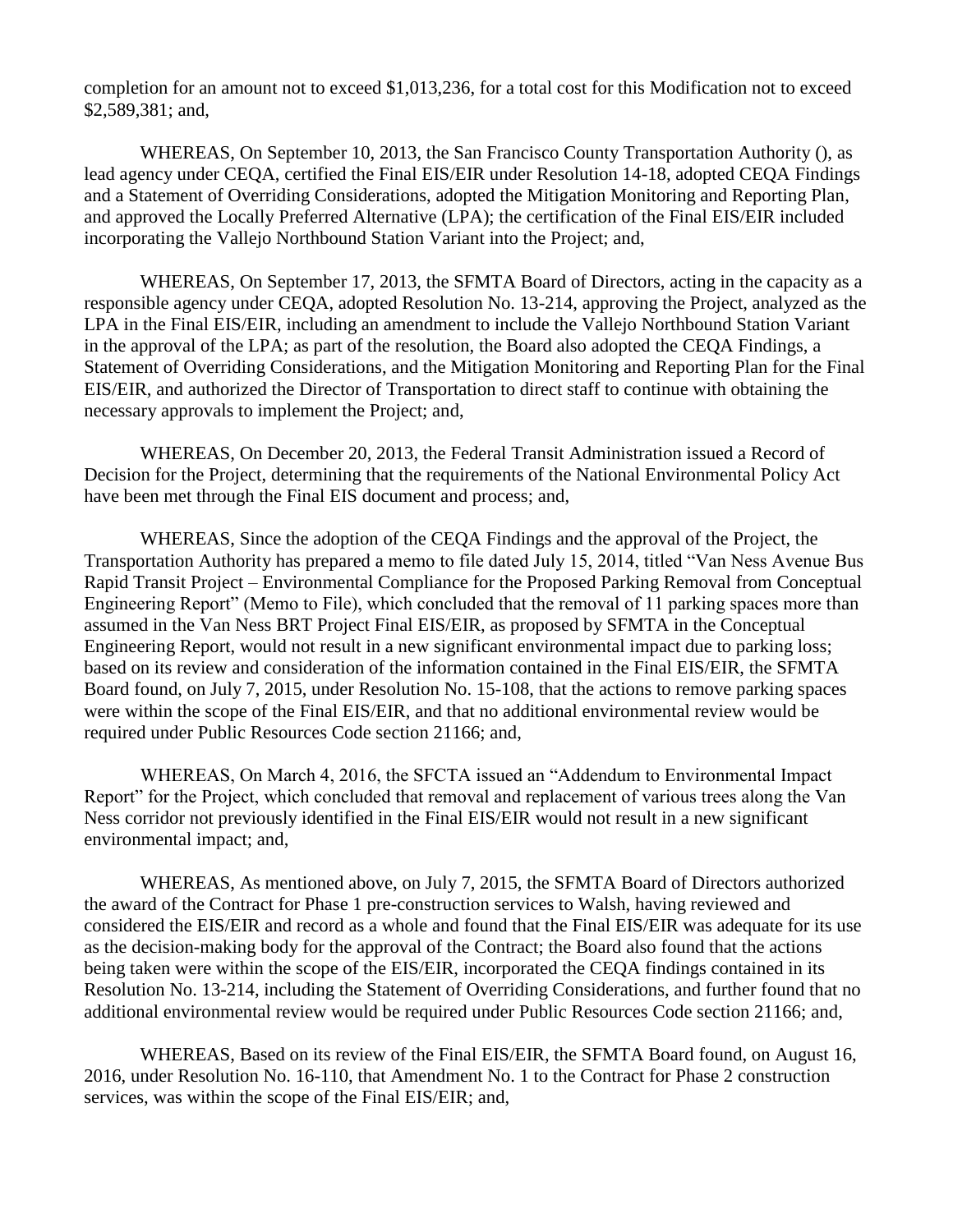completion for an amount not to exceed $1,013,236, for a total cost for this Modification not to exceed $2,589,381; and,

WHEREAS, On September 10, 2013, the San Francisco County Transportation Authority (), as lead agency under CEQA, certified the Final EIS/EIR under Resolution 14-18, adopted CEQA Findings and a Statement of Overriding Considerations, adopted the Mitigation Monitoring and Reporting Plan, and approved the Locally Preferred Alternative (LPA); the certification of the Final EIS/EIR included incorporating the Vallejo Northbound Station Variant into the Project; and,

WHEREAS, On September 17, 2013, the SFMTA Board of Directors, acting in the capacity as a responsible agency under CEQA, adopted Resolution No. 13-214, approving the Project, analyzed as the LPA in the Final EIS/EIR, including an amendment to include the Vallejo Northbound Station Variant in the approval of the LPA; as part of the resolution, the Board also adopted the CEQA Findings, a Statement of Overriding Considerations, and the Mitigation Monitoring and Reporting Plan for the Final EIS/EIR, and authorized the Director of Transportation to direct staff to continue with obtaining the necessary approvals to implement the Project; and,

WHEREAS, On December 20, 2013, the Federal Transit Administration issued a Record of Decision for the Project, determining that the requirements of the National Environmental Policy Act have been met through the Final EIS document and process; and,

WHEREAS, Since the adoption of the CEQA Findings and the approval of the Project, the Transportation Authority has prepared a memo to file dated July 15, 2014, titled "Van Ness Avenue Bus Rapid Transit Project – Environmental Compliance for the Proposed Parking Removal from Conceptual Engineering Report" (Memo to File), which concluded that the removal of 11 parking spaces more than assumed in the Van Ness BRT Project Final EIS/EIR, as proposed by SFMTA in the Conceptual Engineering Report, would not result in a new significant environmental impact due to parking loss; based on its review and consideration of the information contained in the Final EIS/EIR, the SFMTA Board found, on July 7, 2015, under Resolution No. 15-108, that the actions to remove parking spaces were within the scope of the Final EIS/EIR, and that no additional environmental review would be required under Public Resources Code section 21166; and,

WHEREAS, On March 4, 2016, the SFCTA issued an "Addendum to Environmental Impact Report" for the Project, which concluded that removal and replacement of various trees along the Van Ness corridor not previously identified in the Final EIS/EIR would not result in a new significant environmental impact; and,

WHEREAS, As mentioned above, on July 7, 2015, the SFMTA Board of Directors authorized the award of the Contract for Phase 1 pre-construction services to Walsh, having reviewed and considered the EIS/EIR and record as a whole and found that the Final EIS/EIR was adequate for its use as the decision-making body for the approval of the Contract; the Board also found that the actions being taken were within the scope of the EIS/EIR, incorporated the CEQA findings contained in its Resolution No. 13-214, including the Statement of Overriding Considerations, and further found that no additional environmental review would be required under Public Resources Code section 21166; and,

WHEREAS, Based on its review of the Final EIS/EIR, the SFMTA Board found, on August 16, 2016, under Resolution No. 16-110, that Amendment No. 1 to the Contract for Phase 2 construction services, was within the scope of the Final EIS/EIR; and,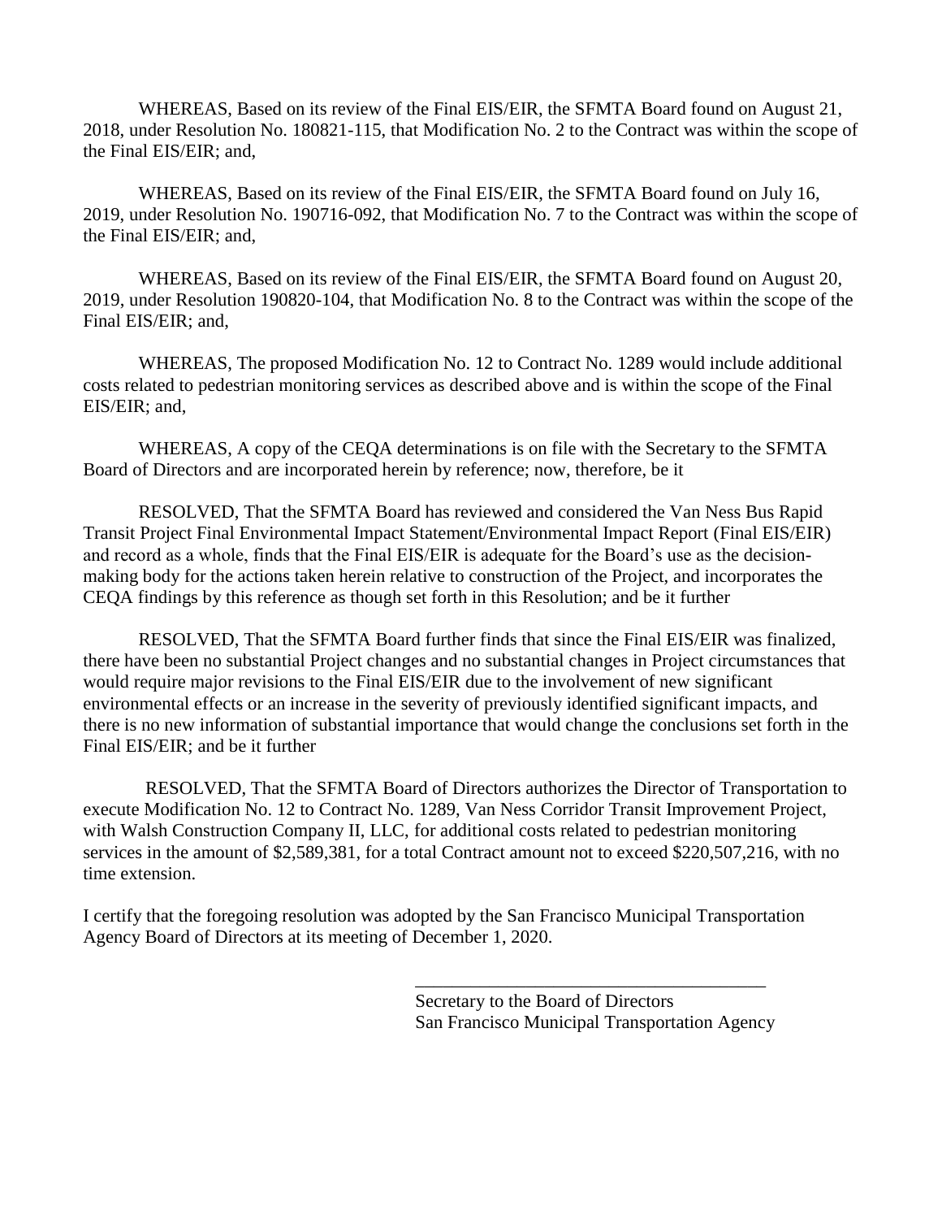WHEREAS, Based on its review of the Final EIS/EIR, the SFMTA Board found on August 21, 2018, under Resolution No. 180821-115, that Modification No. 2 to the Contract was within the scope of the Final EIS/EIR; and,

WHEREAS, Based on its review of the Final EIS/EIR, the SFMTA Board found on July 16, 2019, under Resolution No. 190716-092, that Modification No. 7 to the Contract was within the scope of the Final EIS/EIR; and,

WHEREAS, Based on its review of the Final EIS/EIR, the SFMTA Board found on August 20, 2019, under Resolution 190820-104, that Modification No. 8 to the Contract was within the scope of the Final EIS/EIR; and,

WHEREAS, The proposed Modification No. 12 to Contract No. 1289 would include additional costs related to pedestrian monitoring services as described above and is within the scope of the Final EIS/EIR; and,

WHEREAS, A copy of the CEQA determinations is on file with the Secretary to the SFMTA Board of Directors and are incorporated herein by reference; now, therefore, be it

RESOLVED, That the SFMTA Board has reviewed and considered the Van Ness Bus Rapid Transit Project Final Environmental Impact Statement/Environmental Impact Report (Final EIS/EIR) and record as a whole, finds that the Final EIS/EIR is adequate for the Board's use as the decision-making body for the actions taken herein relative to construction of the Project, and incorporates the CEQA findings by this reference as though set forth in this Resolution; and be it further

RESOLVED, That the SFMTA Board further finds that since the Final EIS/EIR was finalized, there have been no substantial Project changes and no substantial changes in Project circumstances that would require major revisions to the Final EIS/EIR due to the involvement of new significant environmental effects or an increase in the severity of previously identified significant impacts, and there is no new information of substantial importance that would change the conclusions set forth in the Final EIS/EIR; and be it further

RESOLVED, That the SFMTA Board of Directors authorizes the Director of Transportation to execute Modification No. 12 to Contract No. 1289, Van Ness Corridor Transit Improvement Project, with Walsh Construction Company II, LLC, for additional costs related to pedestrian monitoring services in the amount of $2,589,381, for a total Contract amount not to exceed $220,507,216, with no time extension.

I certify that the foregoing resolution was adopted by the San Francisco Municipal Transportation Agency Board of Directors at its meeting of December 1, 2020.

\_\_\_\_\_\_\_\_\_\_\_\_\_\_\_\_\_\_\_\_\_\_\_\_\_\_\_\_\_\_\_\_\_\_\_\_\_\_\_\_

Secretary to the Board of Directors
San Francisco Municipal Transportation Agency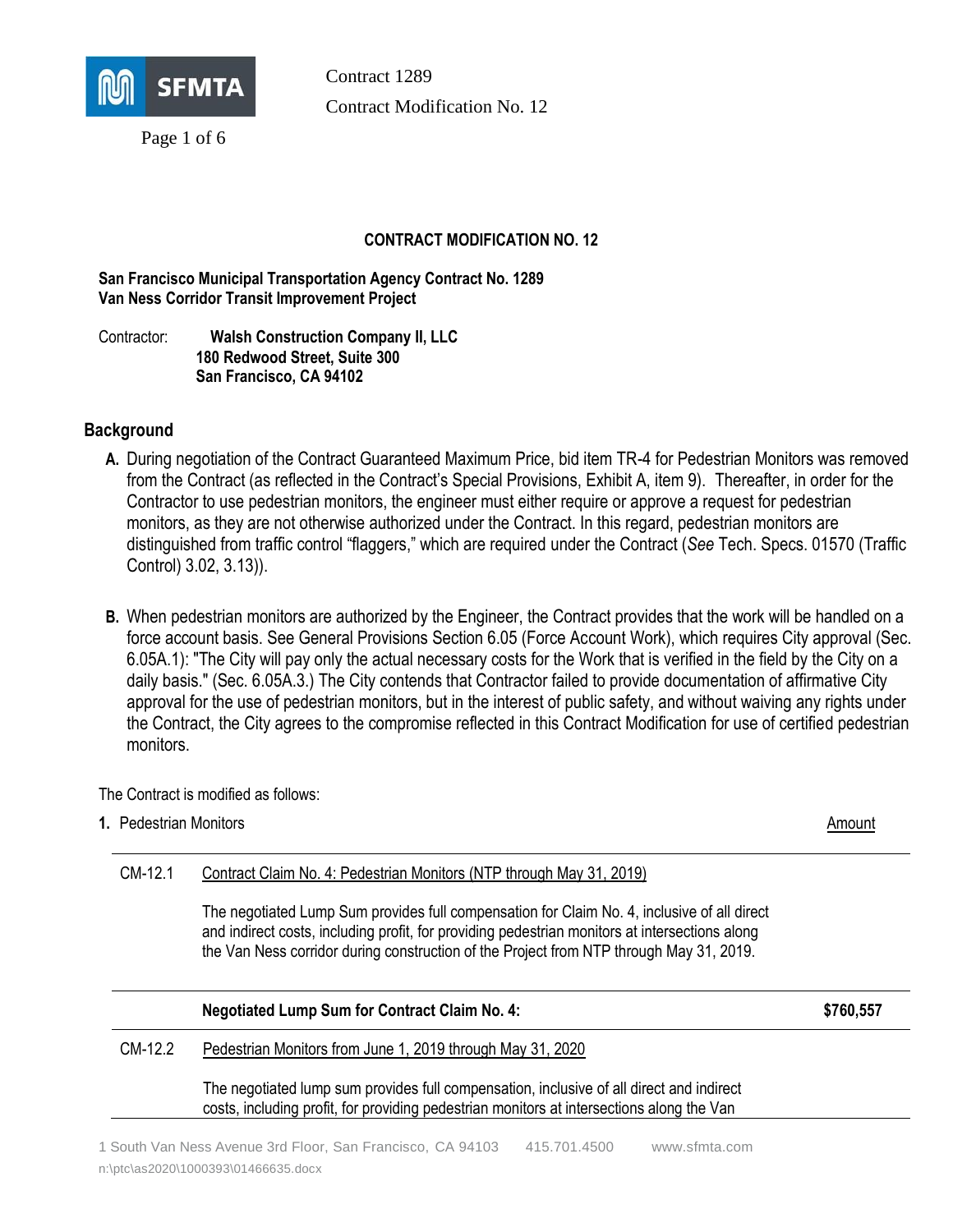Contract 1289

Contract Modification No. 12

## CONTRACT MODIFICATION NO. 12

**San Francisco Municipal Transportation Agency Contract No. 1289**
**Van Ness Corridor Transit Improvement Project**

Contractor: **Walsh Construction Company II, LLC**
**180 Redwood Street, Suite 300**
**San Francisco, CA 94102**

### Background

**A.** During negotiation of the Contract Guaranteed Maximum Price, bid item TR-4 for Pedestrian Monitors was removed from the Contract (as reflected in the Contract's Special Provisions, Exhibit A, item 9). Thereafter, in order for the Contractor to use pedestrian monitors, the engineer must either require or approve a request for pedestrian monitors, as they are not otherwise authorized under the Contract. In this regard, pedestrian monitors are distinguished from traffic control "flaggers," which are required under the Contract (*See* Tech. Specs. 01570 (Traffic Control) 3.02, 3.13)).

**B.** When pedestrian monitors are authorized by the Engineer, the Contract provides that the work will be handled on a force account basis. See General Provisions Section 6.05 (Force Account Work), which requires City approval (Sec. 6.05A.1): "The City will pay only the actual necessary costs for the Work that is verified in the field by the City on a daily basis." (Sec. 6.05A.3.) The City contends that Contractor failed to provide documentation of affirmative City approval for the use of pedestrian monitors, but in the interest of public safety, and without waiving any rights under the Contract, the City agrees to the compromise reflected in this Contract Modification for use of certified pedestrian monitors.

The Contract is modified as follows:

**1.** Pedestrian Monitors

| | | Amount |
|---|---|---|
| CM-12.1 | Contract Claim No. 4: Pedestrian Monitors (NTP through May 31, 2019)<br><br>The negotiated Lump Sum provides full compensation for Claim No. 4, inclusive of all direct and indirect costs, including profit, for providing pedestrian monitors at intersections along the Van Ness corridor during construction of the Project from NTP through May 31, 2019. | |
| | **Negotiated Lump Sum for Contract Claim No. 4:** | **$760,557** |
| CM-12.2 | Pedestrian Monitors from June 1, 2019 through May 31, 2020<br><br>The negotiated lump sum provides full compensation, inclusive of all direct and indirect costs, including profit, for providing pedestrian monitors at intersections along the Van | |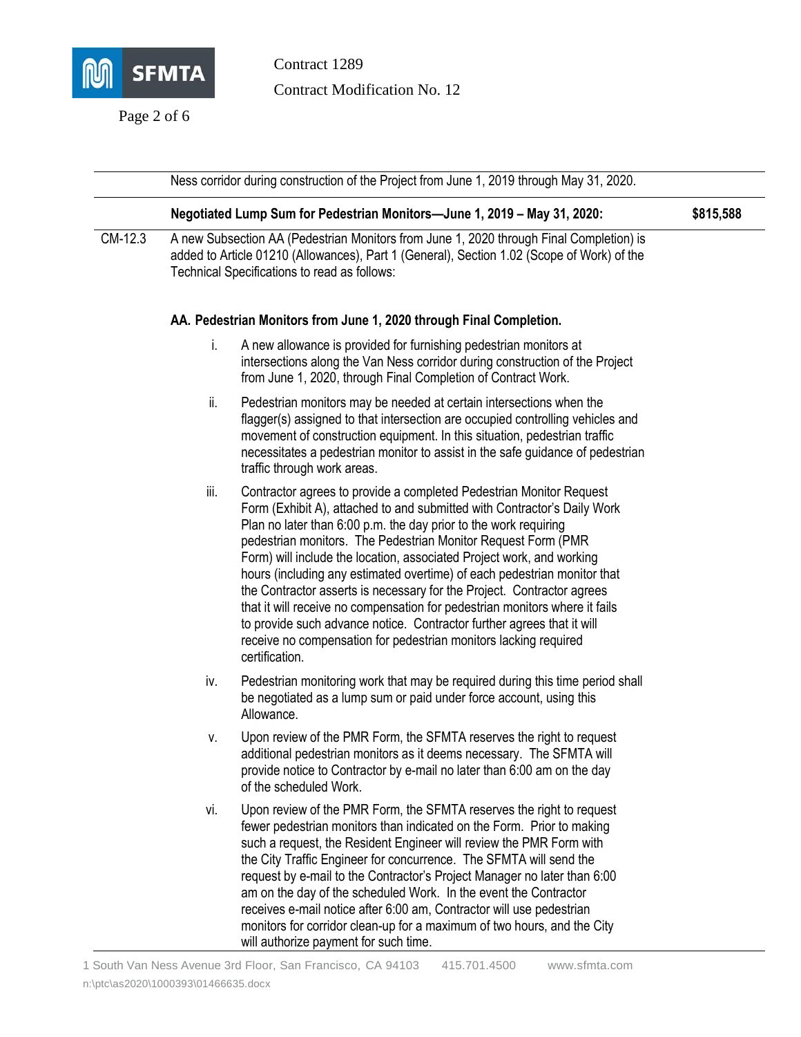Ness corridor during construction of the Project from June 1, 2019 through May 31, 2020.

| | **Negotiated Lump Sum for Pedestrian Monitors—June 1, 2019 – May 31, 2020:** | **$815,588** |
|---|---|---|

CM-12.3 A new Subsection AA (Pedestrian Monitors from June 1, 2020 through Final Completion) is added to Article 01210 (Allowances), Part 1 (General), Section 1.02 (Scope of Work) of the Technical Specifications to read as follows:

**AA. Pedestrian Monitors from June 1, 2020 through Final Completion.**

i. A new allowance is provided for furnishing pedestrian monitors at intersections along the Van Ness corridor during construction of the Project from June 1, 2020, through Final Completion of Contract Work.

ii. Pedestrian monitors may be needed at certain intersections when the flagger(s) assigned to that intersection are occupied controlling vehicles and movement of construction equipment. In this situation, pedestrian traffic necessitates a pedestrian monitor to assist in the safe guidance of pedestrian traffic through work areas.

iii. Contractor agrees to provide a completed Pedestrian Monitor Request Form (Exhibit A), attached to and submitted with Contractor's Daily Work Plan no later than 6:00 p.m. the day prior to the work requiring pedestrian monitors. The Pedestrian Monitor Request Form (PMR Form) will include the location, associated Project work, and working hours (including any estimated overtime) of each pedestrian monitor that the Contractor asserts is necessary for the Project. Contractor agrees that it will receive no compensation for pedestrian monitors where it fails to provide such advance notice. Contractor further agrees that it will receive no compensation for pedestrian monitors lacking required certification.

iv. Pedestrian monitoring work that may be required during this time period shall be negotiated as a lump sum or paid under force account, using this Allowance.

v. Upon review of the PMR Form, the SFMTA reserves the right to request additional pedestrian monitors as it deems necessary. The SFMTA will provide notice to Contractor by e-mail no later than 6:00 am on the day of the scheduled Work.

vi. Upon review of the PMR Form, the SFMTA reserves the right to request fewer pedestrian monitors than indicated on the Form. Prior to making such a request, the Resident Engineer will review the PMR Form with the City Traffic Engineer for concurrence. The SFMTA will send the request by e-mail to the Contractor's Project Manager no later than 6:00 am on the day of the scheduled Work. In the event the Contractor receives e-mail notice after 6:00 am, Contractor will use pedestrian monitors for corridor clean-up for a maximum of two hours, and the City will authorize payment for such time.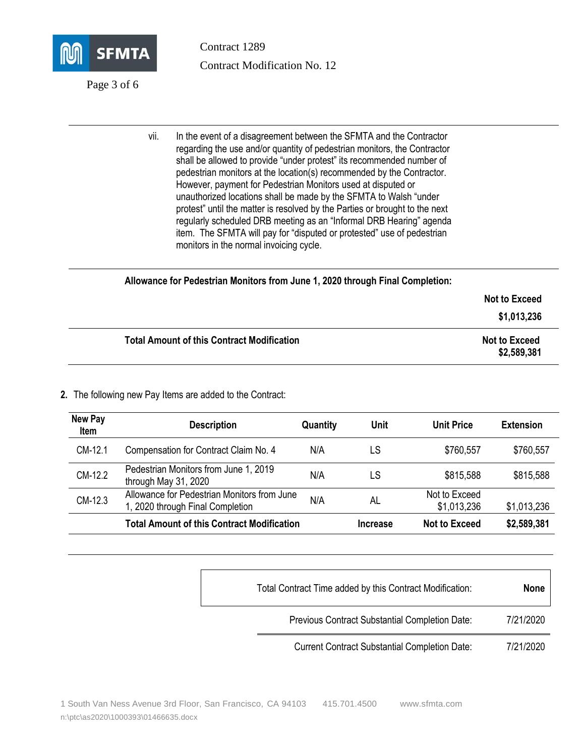vii. In the event of a disagreement between the SFMTA and the Contractor regarding the use and/or quantity of pedestrian monitors, the Contractor shall be allowed to provide "under protest" its recommended number of pedestrian monitors at the location(s) recommended by the Contractor. However, payment for Pedestrian Monitors used at disputed or unauthorized locations shall be made by the SFMTA to Walsh "under protest" until the matter is resolved by the Parties or brought to the next regularly scheduled DRB meeting as an "Informal DRB Hearing" agenda item. The SFMTA will pay for "disputed or protested" use of pedestrian monitors in the normal invoicing cycle.

| | |
|---|---|
| **Allowance for Pedestrian Monitors from June 1, 2020 through Final Completion:** | **Not to Exceed $1,013,236** |
| **Total Amount of this Contract Modification** | **Not to Exceed $2,589,381** |

**2.** The following new Pay Items are added to the Contract:

| New Pay Item | Description | Quantity | Unit | Unit Price | Extension |
|---|---|---|---|---|---|
| CM-12.1 | Compensation for Contract Claim No. 4 | N/A | LS | $760,557 | $760,557 |
| CM-12.2 | Pedestrian Monitors from June 1, 2019 through May 31, 2020 | N/A | LS | $815,588 | $815,588 |
| CM-12.3 | Allowance for Pedestrian Monitors from June 1, 2020 through Final Completion | N/A | AL | Not to Exceed $1,013,236 | $1,013,236 |
| | **Total Amount of this Contract Modification** | | **Increase** | **Not to Exceed** | **$2,589,381** |

| | |
|---|---|
| Total Contract Time added by this Contract Modification: | **None** |
| Previous Contract Substantial Completion Date: | 7/21/2020 |
| Current Contract Substantial Completion Date: | 7/21/2020 |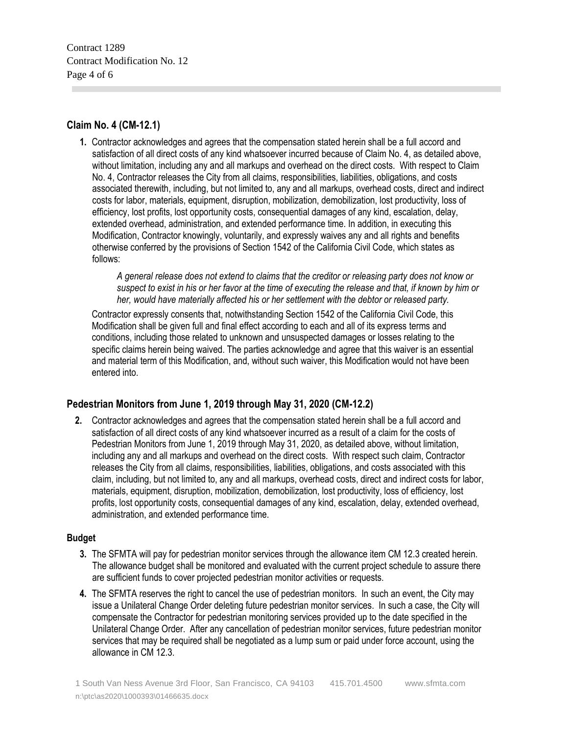### Claim No. 4 (CM-12.1)

1. Contractor acknowledges and agrees that the compensation stated herein shall be a full accord and satisfaction of all direct costs of any kind whatsoever incurred because of Claim No. 4, as detailed above, without limitation, including any and all markups and overhead on the direct costs. With respect to Claim No. 4, Contractor releases the City from all claims, responsibilities, liabilities, obligations, and costs associated therewith, including, but not limited to, any and all markups, overhead costs, direct and indirect costs for labor, materials, equipment, disruption, mobilization, demobilization, lost productivity, loss of efficiency, lost profits, lost opportunity costs, consequential damages of any kind, escalation, delay, extended overhead, administration, and extended performance time. In addition, in executing this Modification, Contractor knowingly, voluntarily, and expressly waives any and all rights and benefits otherwise conferred by the provisions of Section 1542 of the California Civil Code, which states as follows:

    *A general release does not extend to claims that the creditor or releasing party does not know or suspect to exist in his or her favor at the time of executing the release and that, if known by him or her, would have materially affected his or her settlement with the debtor or released party.*

   Contractor expressly consents that, notwithstanding Section 1542 of the California Civil Code, this Modification shall be given full and final effect according to each and all of its express terms and conditions, including those related to unknown and unsuspected damages or losses relating to the specific claims herein being waived. The parties acknowledge and agree that this waiver is an essential and material term of this Modification, and, without such waiver, this Modification would not have been entered into.

### Pedestrian Monitors from June 1, 2019 through May 31, 2020 (CM-12.2)

2. Contractor acknowledges and agrees that the compensation stated herein shall be a full accord and satisfaction of all direct costs of any kind whatsoever incurred as a result of a claim for the costs of Pedestrian Monitors from June 1, 2019 through May 31, 2020, as detailed above, without limitation, including any and all markups and overhead on the direct costs. With respect such claim, Contractor releases the City from all claims, responsibilities, liabilities, obligations, and costs associated with this claim, including, but not limited to, any and all markups, overhead costs, direct and indirect costs for labor, materials, equipment, disruption, mobilization, demobilization, lost productivity, loss of efficiency, lost profits, lost opportunity costs, consequential damages of any kind, escalation, delay, extended overhead, administration, and extended performance time.

### Budget

3. The SFMTA will pay for pedestrian monitor services through the allowance item CM 12.3 created herein. The allowance budget shall be monitored and evaluated with the current project schedule to assure there are sufficient funds to cover projected pedestrian monitor activities or requests.
4. The SFMTA reserves the right to cancel the use of pedestrian monitors. In such an event, the City may issue a Unilateral Change Order deleting future pedestrian monitor services. In such a case, the City will compensate the Contractor for pedestrian monitoring services provided up to the date specified in the Unilateral Change Order. After any cancellation of pedestrian monitor services, future pedestrian monitor services that may be required shall be negotiated as a lump sum or paid under force account, using the allowance in CM 12.3.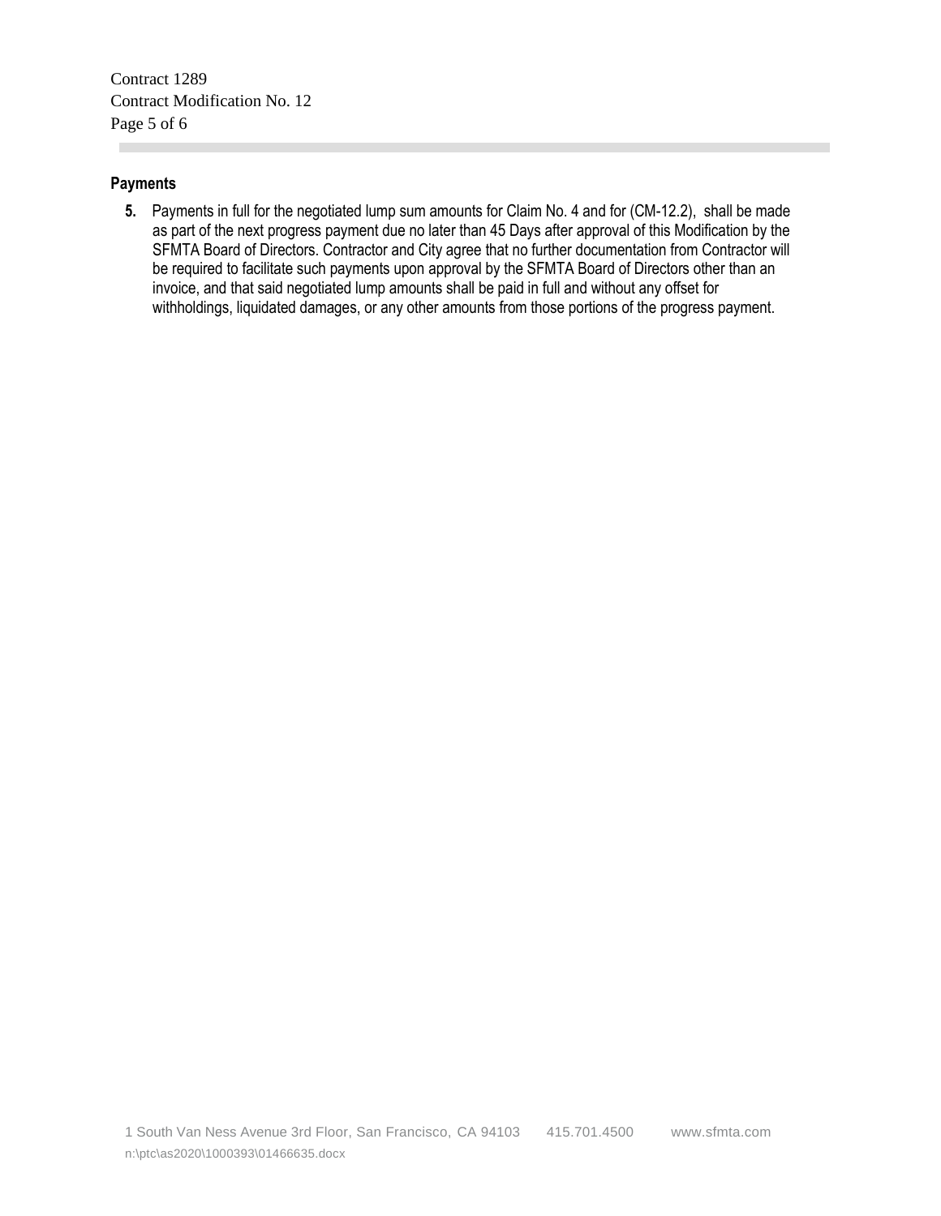**Payments**

5. Payments in full for the negotiated lump sum amounts for Claim No. 4 and for (CM-12.2), shall be made as part of the next progress payment due no later than 45 Days after approval of this Modification by the SFMTA Board of Directors. Contractor and City agree that no further documentation from Contractor will be required to facilitate such payments upon approval by the SFMTA Board of Directors other than an invoice, and that said negotiated lump amounts shall be paid in full and without any offset for withholdings, liquidated damages, or any other amounts from those portions of the progress payment.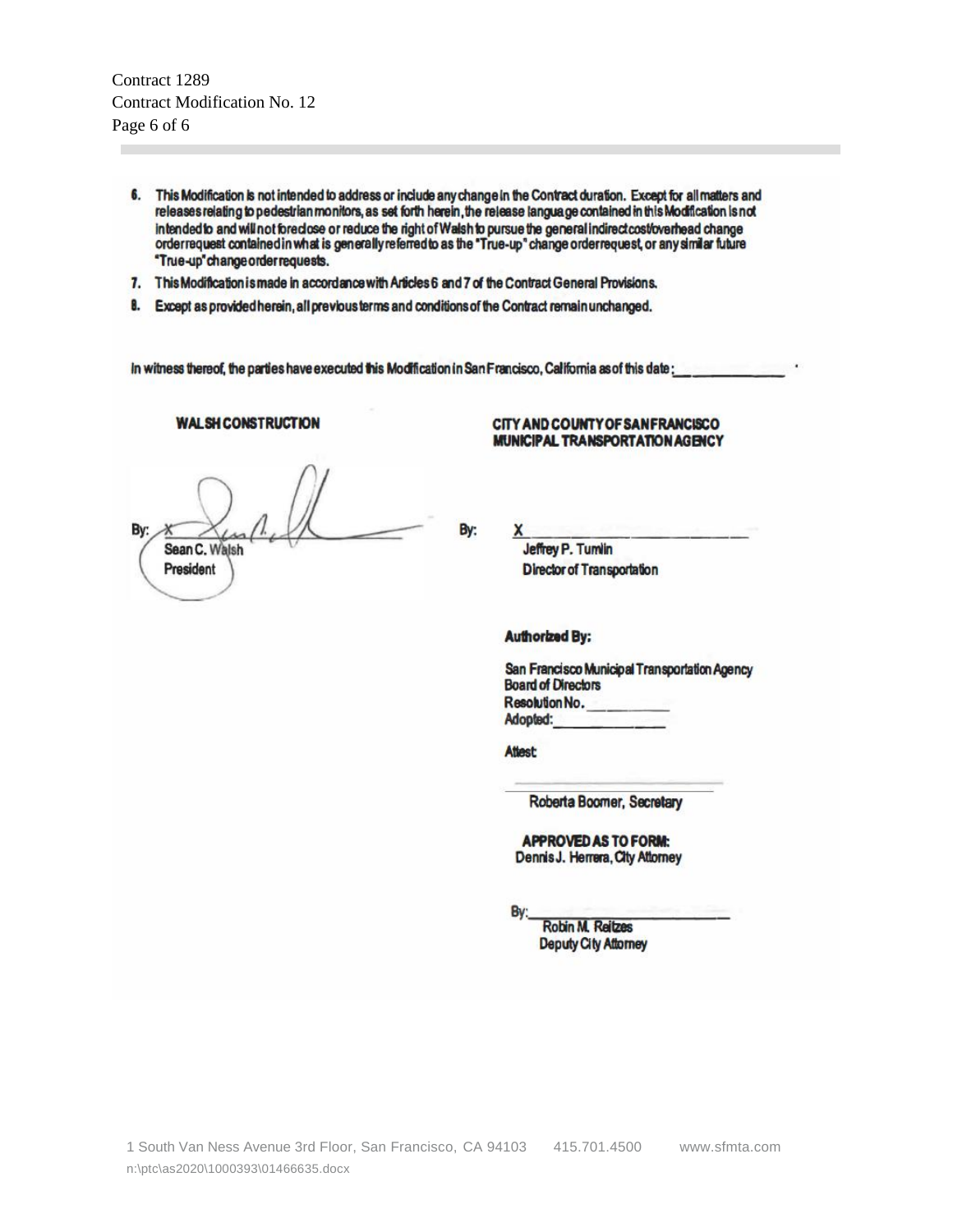6. This Modification is not intended to address or include any change in the Contract duration. Except for all matters and releases relating to pedestrian monitors, as set forth herein, the release language contained in this Modification is not intended to and will not foreclose or reduce the right of Walsh to pursue the general indirect cost/overhead change order request contained in what is generally referred to as the "True-up" change order request, or any similar future "True-up" change order requests.
7. This Modification is made in accordance with Articles 6 and 7 of the Contract General Provisions.
8. Except as provided herein, all previous terms and conditions of the Contract remain unchanged.

In witness thereof, the parties have executed this Modification in San Francisco, California as of this date: _______________.

**WALSH CONSTRUCTION**

By: X _______________
Sean C. Walsh
President

**CITY AND COUNTY OF SAN FRANCISCO MUNICIPAL TRANSPORTATION AGENCY**

By: X _______________
Jeffrey P. Tumlin
Director of Transportation

**Authorized By:**

San Francisco Municipal Transportation Agency
Board of Directors
Resolution No. __________
Adopted: _______________

Attest:

_______________
Roberta Boomer, Secretary

**APPROVED AS TO FORM:**
Dennis J. Herrera, City Attorney

By: _______________
Robin M. Reitzes
Deputy City Attorney

n:\ptc\as2020\1000393\01466635.docx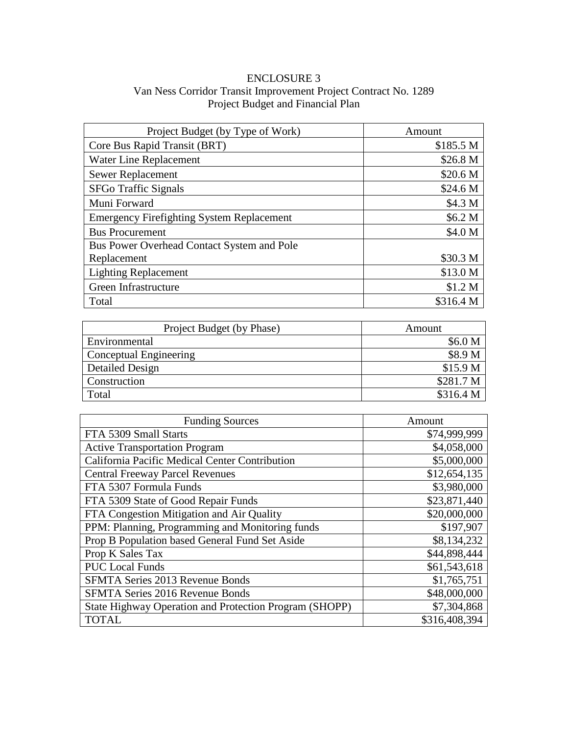ENCLOSURE 3
Van Ness Corridor Transit Improvement Project Contract No. 1289
Project Budget and Financial Plan

| Project Budget (by Type of Work) | Amount |
|---|---|
| Core Bus Rapid Transit (BRT) | $185.5 M |
| Water Line Replacement | $26.8 M |
| Sewer Replacement | $20.6 M |
| SFGo Traffic Signals | $24.6 M |
| Muni Forward | $4.3 M |
| Emergency Firefighting System Replacement | $6.2 M |
| Bus Procurement | $4.0 M |
| Bus Power Overhead Contact System and Pole Replacement | $30.3 M |
| Lighting Replacement | $13.0 M |
| Green Infrastructure | $1.2 M |
| Total | $316.4 M |

| Project Budget (by Phase) | Amount |
|---|---|
| Environmental | $6.0 M |
| Conceptual Engineering | $8.9 M |
| Detailed Design | $15.9 M |
| Construction | $281.7 M |
| Total | $316.4 M |

| Funding Sources | Amount |
|---|---|
| FTA 5309 Small Starts | $74,999,999 |
| Active Transportation Program | $4,058,000 |
| California Pacific Medical Center Contribution | $5,000,000 |
| Central Freeway Parcel Revenues | $12,654,135 |
| FTA 5307 Formula Funds | $3,980,000 |
| FTA 5309 State of Good Repair Funds | $23,871,440 |
| FTA Congestion Mitigation and Air Quality | $20,000,000 |
| PPM: Planning, Programming and Monitoring funds | $197,907 |
| Prop B Population based General Fund Set Aside | $8,134,232 |
| Prop K Sales Tax | $44,898,444 |
| PUC Local Funds | $61,543,618 |
| SFMTA Series 2013 Revenue Bonds | $1,765,751 |
| SFMTA Series 2016 Revenue Bonds | $48,000,000 |
| State Highway Operation and Protection Program (SHOPP) | $7,304,868 |
| TOTAL | $316,408,394 |